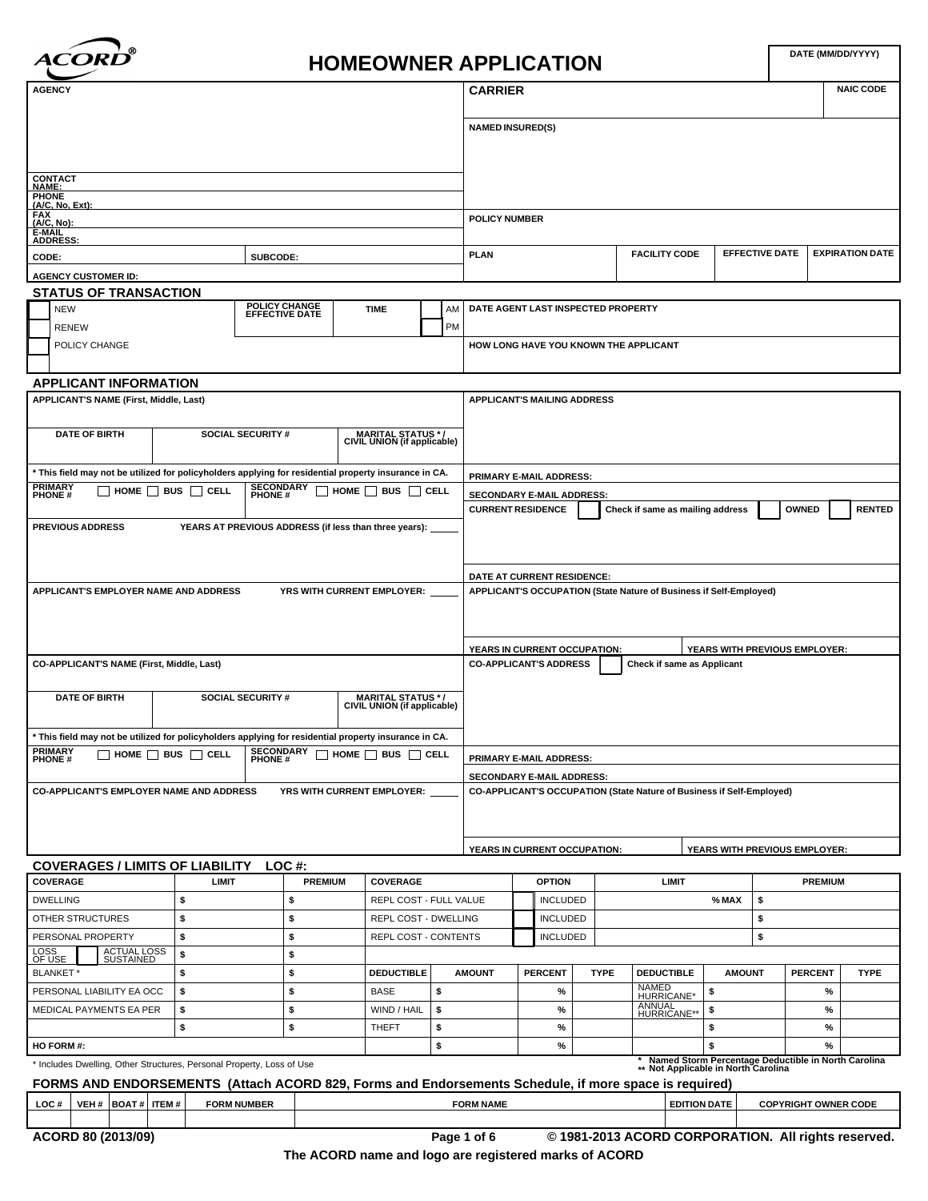ACORD®

# HOMEOWNER APPLICATION

| DATE (MM/DD/YYYY) |
|---|
| |

| AGENCY | CARRIER | NAIC CODE |
|---|---|---|
| | NAMED INSURED(S) | |
| CONTACT NAME: | | |
| PHONE (A/C, No, Ext): | | |
| FAX (A/C, No): | POLICY NUMBER | |
| E-MAIL ADDRESS: | | |
| CODE: SUBCODE: | PLAN / FACILITY CODE / EFFECTIVE DATE / EXPIRATION DATE | |
| AGENCY CUSTOMER ID: | | |

## STATUS OF TRANSACTION

| | POLICY CHANGE EFFECTIVE DATE | TIME | | DATE AGENT LAST INSPECTED PROPERTY |
|---|---|---|---|---|
| ☐ NEW | | | AM | |
| ☐ RENEW | | | PM | |
| ☐ POLICY CHANGE | | | | HOW LONG HAVE YOU KNOWN THE APPLICANT |

## APPLICANT INFORMATION

| APPLICANT'S NAME (First, Middle, Last) | | | APPLICANT'S MAILING ADDRESS |
|---|---|---|---|
| DATE OF BIRTH | SOCIAL SECURITY # | MARITAL STATUS * / CIVIL UNION (if applicable) | |

* This field may not be utilized for policyholders applying for residential property insurance in CA.

PRIMARY PHONE # ☐ HOME ☐ BUS ☐ CELL SECONDARY PHONE # ☐ HOME ☐ BUS ☐ CELL

PRIMARY E-MAIL ADDRESS:

SECONDARY E-MAIL ADDRESS:

CURRENT RESIDENCE ☐ Check if same as mailing address ☐ OWNED ☐ RENTED

PREVIOUS ADDRESS YEARS AT PREVIOUS ADDRESS (if less than three years):

DATE AT CURRENT RESIDENCE:

APPLICANT'S EMPLOYER NAME AND ADDRESS YRS WITH CURRENT EMPLOYER:

APPLICANT'S OCCUPATION (State Nature of Business if Self-Employed)

YEARS IN CURRENT OCCUPATION: YEARS WITH PREVIOUS EMPLOYER:

| CO-APPLICANT'S NAME (First, Middle, Last) | | | CO-APPLICANT'S ADDRESS ☐ Check if same as Applicant |
|---|---|---|---|
| DATE OF BIRTH | SOCIAL SECURITY # | MARITAL STATUS * / CIVIL UNION (if applicable) | |

* This field may not be utilized for policyholders applying for residential property insurance in CA.

PRIMARY PHONE # ☐ HOME ☐ BUS ☐ CELL SECONDARY PHONE # ☐ HOME ☐ BUS ☐ CELL

PRIMARY E-MAIL ADDRESS:

SECONDARY E-MAIL ADDRESS:

CO-APPLICANT'S EMPLOYER NAME AND ADDRESS YRS WITH CURRENT EMPLOYER:

CO-APPLICANT'S OCCUPATION (State Nature of Business if Self-Employed)

YEARS IN CURRENT OCCUPATION: YEARS WITH PREVIOUS EMPLOYER:

## COVERAGES / LIMITS OF LIABILITY LOC #:

| COVERAGE | LIMIT | PREMIUM | COVERAGE | | OPTION | LIMIT | PREMIUM |
|---|---|---|---|---|---|---|---|
| DWELLING | $ | $ | REPL COST - FULL VALUE | ☐ | INCLUDED | % MAX | $ |
| OTHER STRUCTURES | $ | $ | REPL COST - DWELLING | ☐ | INCLUDED | | $ |
| PERSONAL PROPERTY | $ | $ | REPL COST - CONTENTS | ☐ | INCLUDED | | $ |
| LOSS OF USE ☐ ACTUAL LOSS SUSTAINED | $ | $ | | | | | |

| COVERAGE | LIMIT | PREMIUM | DEDUCTIBLE | AMOUNT | PERCENT | TYPE | DEDUCTIBLE | AMOUNT | PERCENT | TYPE |
|---|---|---|---|---|---|---|---|---|---|---|
| BLANKET * | $ | $ | | | | | | | | |
| PERSONAL LIABILITY EA OCC | $ | $ | BASE | $ | % | | NAMED HURRICANE* | $ | % | |
| MEDICAL PAYMENTS EA PER | $ | $ | WIND / HAIL | $ | % | | ANNUAL HURRICANE** | $ | % | |
| | $ | $ | THEFT | $ | % | | | $ | % | |
| HO FORM #: | | | | $ | % | | | $ | % | |

* Includes Dwelling, Other Structures, Personal Property, Loss of Use

* Named Storm Percentage Deductible in North Carolina
** Not Applicable in North Carolina

## FORMS AND ENDORSEMENTS (Attach ACORD 829, Forms and Endorsements Schedule, if more space is required)

| LOC # | VEH # | BOAT # | ITEM # | FORM NUMBER | FORM NAME | EDITION DATE | COPYRIGHT OWNER CODE |
|---|---|---|---|---|---|---|---|
| | | | | | | | |

ACORD 80 (2013/09) © 1981-2013 ACORD CORPORATION. All rights reserved.

The ACORD name and logo are registered marks of ACORD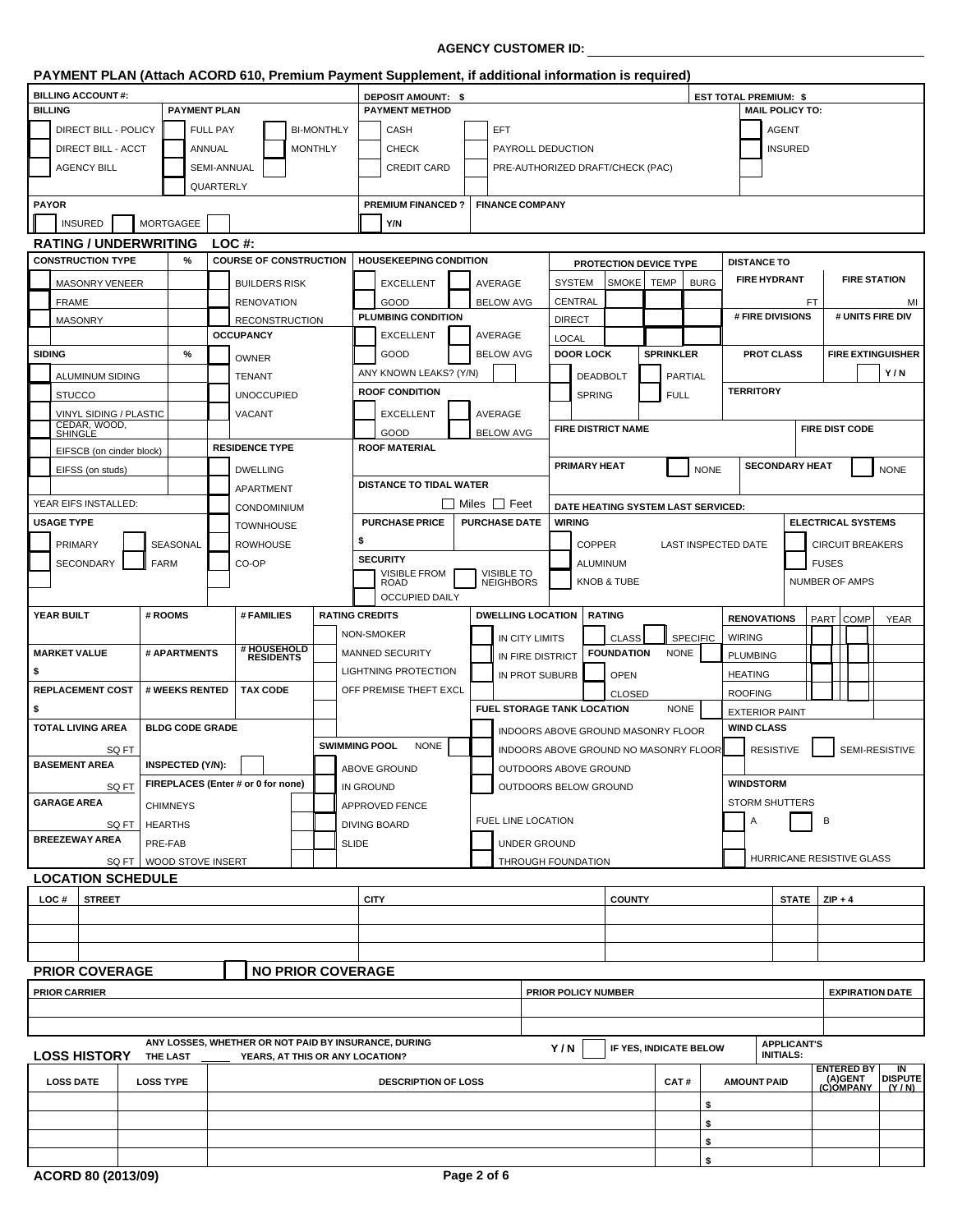**AGENCY CUSTOMER ID:** ______________________

## PAYMENT PLAN (Attach ACORD 610, Premium Payment Supplement, if additional information is required)

| BILLING ACCOUNT #: | | | DEPOSIT AMOUNT: $ | | EST TOTAL PREMIUM: $ |
|---|---|---|---|---|---|
| **BILLING** | **PAYMENT PLAN** | | **PAYMENT METHOD** | | **MAIL POLICY TO:** |
| ☐ DIRECT BILL - POLICY | ☐ FULL PAY | ☐ BI-MONTHLY | ☐ CASH | ☐ EFT | ☐ AGENT |
| ☐ DIRECT BILL - ACCT | ☐ ANNUAL | ☐ MONTHLY | ☐ CHECK | ☐ PAYROLL DEDUCTION | ☐ INSURED |
| ☐ AGENCY BILL | ☐ SEMI-ANNUAL | ☐ | ☐ CREDIT CARD | ☐ PRE-AUTHORIZED DRAFT/CHECK (PAC) | ☐ |
| | ☐ QUARTERLY | | | | |
| **PAYOR** | | | **PREMIUM FINANCED ?** | **FINANCE COMPANY** | |
| ☐ INSURED | ☐ MORTGAGEE | ☐ | ☐ Y/N | | |

## RATING / UNDERWRITING LOC #:

**CONSTRUCTION TYPE** / %
- ☐ MASONRY VENEER
- ☐ FRAME
- ☐ MASONRY
- ☐

**SIDING** / %
- ☐ ALUMINUM SIDING
- ☐ STUCCO
- ☐ VINYL SIDING / PLASTIC
- ☐ CEDAR, WOOD, SHINGLE
- ☐ EIFSCB (on cinder block)
- ☐ EIFSS (on studs)
- ☐

YEAR EIFS INSTALLED:

**USAGE TYPE**
- ☐ PRIMARY ☐ SEASONAL
- ☐ SECONDARY ☐ FARM
- ☐

**COURSE OF CONSTRUCTION**
- ☐ BUILDERS RISK
- ☐ RENOVATION
- ☐ RECONSTRUCTION

**OCCUPANCY**
- ☐ OWNER
- ☐ TENANT
- ☐ UNOCCUPIED
- ☐ VACANT
- ☐

**RESIDENCE TYPE**
- ☐ DWELLING
- ☐ APARTMENT
- ☐ CONDOMINIUM
- ☐ TOWNHOUSE
- ☐ ROWHOUSE
- ☐ CO-OP
- ☐

**HOUSEKEEPING CONDITION**
- ☐ EXCELLENT ☐ AVERAGE
- ☐ GOOD ☐ BELOW AVG

**PLUMBING CONDITION**
- ☐ EXCELLENT ☐ AVERAGE
- ☐ GOOD ☐ BELOW AVG

ANY KNOWN LEAKS? (Y/N) ☐

**ROOF CONDITION**
- ☐ EXCELLENT ☐ AVERAGE
- ☐ GOOD ☐ BELOW AVG

**ROOF MATERIAL**

**DISTANCE TO TIDAL WATER** ☐ Miles ☐ Feet

| PURCHASE PRICE | PURCHASE DATE |
|---|---|
| $ | |

**SECURITY**
- ☐ VISIBLE FROM ROAD ☐ VISIBLE TO NEIGHBORS
- ☐ OCCUPIED DAILY

**PROTECTION DEVICE TYPE**

| | SMOKE | TEMP | BURG |
|---|---|---|---|
| SYSTEM | | | |
| CENTRAL | | | |
| DIRECT | | | |
| LOCAL | | | |

**DOOR LOCK**
- ☐ DEADBOLT
- ☐ SPRING

**SPRINKLER**
- ☐ PARTIAL
- ☐ FULL

**FIRE DISTRICT NAME** | **FIRE DIST CODE**

**DISTANCE TO**

| FIRE HYDRANT | FIRE STATION |
|---|---|
| FT | MI |
| # FIRE DIVISIONS | # UNITS FIRE DIV |
| PROT CLASS | FIRE EXTINGUISHER ☐ Y / N |

**TERRITORY**

**PRIMARY HEAT** ☐ NONE | **SECONDARY HEAT** ☐ NONE

**DATE HEATING SYSTEM LAST SERVICED:**

**WIRING**
- ☐ COPPER
- ☐ ALUMINUM
- ☐ KNOB & TUBE

LAST INSPECTED DATE

**ELECTRICAL SYSTEMS**
- ☐ CIRCUIT BREAKERS
- ☐ FUSES
- NUMBER OF AMPS

| YEAR BUILT | # ROOMS | # FAMILIES |
|---|---|---|
| | | |
| **MARKET VALUE** | **# APARTMENTS** | **# HOUSEHOLD RESIDENTS** |
| $ | | |
| **REPLACEMENT COST** | **# WEEKS RENTED** | **TAX CODE** |
| $ | | |
| **TOTAL LIVING AREA** | **BLDG CODE GRADE** | |
| SQ FT | | |
| **BASEMENT AREA** | **INSPECTED (Y/N):** ☐ | |
| SQ FT | **FIREPLACES (Enter # or 0 for none)** | |
| **GARAGE AREA** | CHIMNEYS ☐ | |
| SQ FT | HEARTHS ☐ | |
| **BREEZEWAY AREA** | PRE-FAB ☐ | |
| SQ FT | WOOD STOVE INSERT ☐ | |

**RATING CREDITS**
- ☐ NON-SMOKER
- ☐ MANNED SECURITY
- ☐ LIGHTNING PROTECTION
- ☐ OFF PREMISE THEFT EXCL
- ☐

**SWIMMING POOL** ☐ NONE
- ☐ ABOVE GROUND
- ☐ IN GROUND
- ☐ APPROVED FENCE
- ☐ DIVING BOARD
- ☐ SLIDE

**DWELLING LOCATION**
- ☐ IN CITY LIMITS
- ☐ IN FIRE DISTRICT
- ☐ IN PROT SUBURB

**RATING**
- ☐ CLASS ☐ SPECIFIC

**FOUNDATION** ☐ NONE
- ☐ OPEN
- ☐ CLOSED

**FUEL STORAGE TANK LOCATION** ☐ NONE
- ☐ INDOORS ABOVE GROUND MASONRY FLOOR
- ☐ INDOORS ABOVE GROUND NO MASONRY FLOOR
- ☐ OUTDOORS ABOVE GROUND
- ☐ OUTDOORS BELOW GROUND

**FUEL LINE LOCATION**
- ☐ UNDER GROUND
- ☐ THROUGH FOUNDATION

| RENOVATIONS | PART | COMP | YEAR |
|---|---|---|---|
| WIRING | ☐ | ☐ | |
| PLUMBING | ☐ | ☐ | |
| HEATING | ☐ | ☐ | |
| ROOFING | ☐ | ☐ | |
| EXTERIOR PAINT | | | |

**WIND CLASS**
- ☐ RESISTIVE ☐ SEMI-RESISTIVE

**WINDSTORM**
- STORM SHUTTERS ☐ A ☐ B
- ☐ HURRICANE RESISTIVE GLASS

## LOCATION SCHEDULE

| LOC # | STREET | CITY | COUNTY | STATE | ZIP + 4 |
|---|---|---|---|---|---|
| | | | | | |
| | | | | | |
| | | | | | |

## PRIOR COVERAGE ☐ NO PRIOR COVERAGE

| PRIOR CARRIER | PRIOR POLICY NUMBER | EXPIRATION DATE |
|---|---|---|
| | | |
| | | |

## LOSS HISTORY

ANY LOSSES, WHETHER OR NOT PAID BY INSURANCE, DURING THE LAST _____ YEARS, AT THIS OR ANY LOCATION? Y / N ☐ IF YES, INDICATE BELOW APPLICANT'S INITIALS:

| LOSS DATE | LOSS TYPE | DESCRIPTION OF LOSS | CAT # | AMOUNT PAID | ENTERED BY (A)GENT (C)OMPANY | IN DISPUTE (Y / N) |
|---|---|---|---|---|---|---|
| | | | | $ | | |
| | | | | $ | | |
| | | | | $ | | |
| | | | | $ | | |

ACORD 80 (2013/09)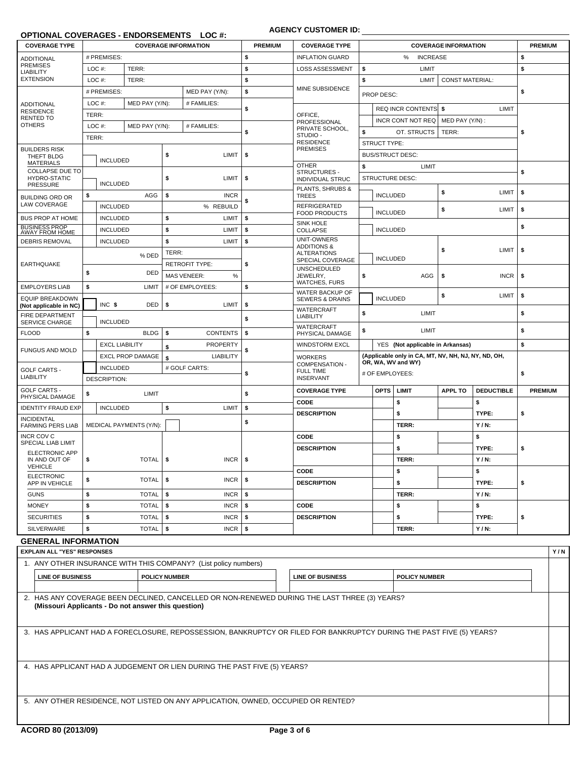**AGENCY CUSTOMER ID:**

## OPTIONAL COVERAGES - ENDORSEMENTS LOC #:

| COVERAGE TYPE | COVERAGE INFORMATION | PREMIUM |
|---|---|---|
| ADDITIONAL PREMISES LIABILITY EXTENSION | # PREMISES: | $ |
| | LOC #: TERR: | $ |
| | LOC #: TERR: | $ |
| ADDITIONAL RESIDENCE RENTED TO OTHERS | # PREMISES: MED PAY (Y/N): | $ |
| | LOC #: MED PAY (Y/N): # FAMILIES: TERR: | $ |
| | LOC #: MED PAY (Y/N): # FAMILIES: TERR: | $ |
| BUILDERS RISK THEFT BLDG MATERIALS | INCLUDED $ LIMIT | $ |
| COLLAPSE DUE TO HYDRO-STATIC PRESSURE | INCLUDED $ LIMIT | $ |
| BUILDING ORD OR LAW COVERAGE | $ AGG $ INCR / INCLUDED % REBUILD | $ |
| BUS PROP AT HOME | INCLUDED $ LIMIT | $ |
| BUSINESS PROP AWAY FROM HOME | INCLUDED $ LIMIT | $ |
| DEBRIS REMOVAL | INCLUDED $ LIMIT | $ |
| EARTHQUAKE | % DED TERR: / $ DED RETROFIT TYPE: MAS VENEER: % | $ |
| EMPLOYERS LIAB | $ LIMIT # OF EMPLOYEES: | $ |
| EQUIP BREAKDOWN (Not applicable in NC) | INC $ DED $ LIMIT | $ |
| FIRE DEPARTMENT SERVICE CHARGE | INCLUDED | $ |
| FLOOD | $ BLDG $ CONTENTS | $ |
| FUNGUS AND MOLD | EXCL LIABILITY $ PROPERTY / EXCL PROP DAMAGE $ LIABILITY | $ |
| GOLF CARTS - LIABILITY | INCLUDED # GOLF CARTS: / DESCRIPTION: | $ |
| GOLF CARTS - PHYSICAL DAMAGE | $ LIMIT | $ |
| IDENTITY FRAUD EXP | INCLUDED $ LIMIT | $ |
| INCIDENTAL FARMING PERS LIAB | MEDICAL PAYMENTS (Y/N): | $ |
| INCR COV C SPECIAL LIAB LIMIT | | |
| ELECTRONIC APP IN AND OUT OF VEHICLE | $ TOTAL $ INCR | $ |
| ELECTRONIC APP IN VEHICLE | $ TOTAL $ INCR | $ |
| GUNS | $ TOTAL $ INCR | $ |
| MONEY | $ TOTAL $ INCR | $ |
| SECURITIES | $ TOTAL $ INCR | $ |
| SILVERWARE | $ TOTAL $ INCR | $ |

| COVERAGE TYPE | COVERAGE INFORMATION | PREMIUM |
|---|---|---|
| INFLATION GUARD | % INCREASE | $ |
| LOSS ASSESSMENT | $ LIMIT | $ |
| MINE SUBSIDENCE | $ LIMIT CONST MATERIAL: / PROP DESC: | $ |
| OFFICE, PROFESSIONAL PRIVATE SCHOOL, STUDIO - RESIDENCE PREMISES | REQ INCR CONTENTS $ LIMIT / INCR CONT NOT REQ MED PAY (Y/N): / $ OT. STRUCTS TERR: / STRUCT TYPE: / BUS/STRUCT DESC: | $ |
| OTHER STRUCTURES - INDIVIDUAL STRUC | $ LIMIT / STRUCTURE DESC: | $ |
| PLANTS, SHRUBS & TREES | INCLUDED $ LIMIT | $ |
| REFRIGERATED FOOD PRODUCTS | INCLUDED $ LIMIT | $ |
| SINK HOLE COLLAPSE | INCLUDED | $ |
| UNIT-OWNERS ADDITIONS & ALTERATIONS SPECIAL COVERAGE | INCLUDED $ LIMIT | $ |
| UNSCHEDULED JEWELRY, WATCHES, FURS | $ AGG $ INCR | $ |
| WATER BACKUP OF SEWERS & DRAINS | INCLUDED $ LIMIT | $ |
| WATERCRAFT LIABILITY | $ LIMIT | $ |
| WATERCRAFT PHYSICAL DAMAGE | $ LIMIT | $ |
| WINDSTORM EXCL | YES (Not applicable in Arkansas) | $ |
| WORKERS COMPENSATION - FULL TIME INSERVANT | (Applicable only in CA, MT, NV, NH, NJ, NY, ND, OH, OR, WA, WV and WY) / # OF EMPLOYEES: | $ |

| COVERAGE TYPE | OPTS | LIMIT | APPL TO | DEDUCTIBLE | PREMIUM |
|---|---|---|---|---|---|
| CODE | | $ | | $ | |
| DESCRIPTION | | $ | | TYPE: | $ |
| | | TERR: | | Y / N: | |
| CODE | | $ | | $ | |
| DESCRIPTION | | $ | | TYPE: | $ |
| | | TERR: | | Y / N: | |
| CODE | | $ | | $ | |
| DESCRIPTION | | $ | | TYPE: | $ |
| | | TERR: | | Y / N: | |
| CODE | | $ | | $ | |
| DESCRIPTION | | $ | | TYPE: | $ |
| | | TERR: | | Y / N: | |

## GENERAL INFORMATION

| EXPLAIN ALL "YES" RESPONSES | Y / N |
|---|---|
| 1. ANY OTHER INSURANCE WITH THIS COMPANY? (List policy numbers) | |
| LINE OF BUSINESS / POLICY NUMBER / LINE OF BUSINESS / POLICY NUMBER | |
| 2. HAS ANY COVERAGE BEEN DECLINED, CANCELLED OR NON-RENEWED DURING THE LAST THREE (3) YEARS? **(Missouri Applicants - Do not answer this question)** | |
| 3. HAS APPLICANT HAD A FORECLOSURE, REPOSSESSION, BANKRUPTCY OR FILED FOR BANKRUPTCY DURING THE PAST FIVE (5) YEARS? | |
| 4. HAS APPLICANT HAD A JUDGEMENT OR LIEN DURING THE PAST FIVE (5) YEARS? | |
| 5. ANY OTHER RESIDENCE, NOT LISTED ON ANY APPLICATION, OWNED, OCCUPIED OR RENTED? | |

ACORD 80 (2013/09)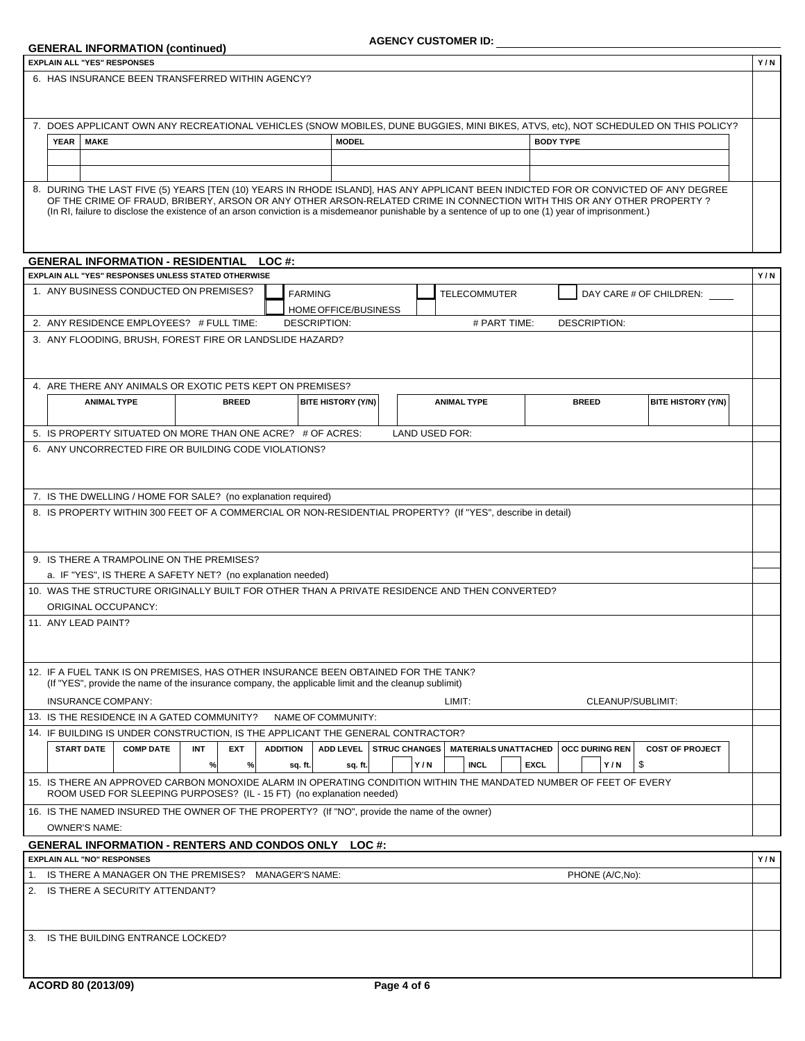**AGENCY CUSTOMER ID:**

## GENERAL INFORMATION (continued)

| EXPLAIN ALL "YES" RESPONSES | Y / N |
|---|---|
| 6. HAS INSURANCE BEEN TRANSFERRED WITHIN AGENCY? | |
| 7. DOES APPLICANT OWN ANY RECREATIONAL VEHICLES (SNOW MOBILES, DUNE BUGGIES, MINI BIKES, ATVS, etc), NOT SCHEDULED ON THIS POLICY? | |

| YEAR | MAKE | MODEL | BODY TYPE |
|---|---|---|---|
| | | | |
| | | | |

| | Y / N |
|---|---|
| 8. DURING THE LAST FIVE (5) YEARS [TEN (10) YEARS IN RHODE ISLAND], HAS ANY APPLICANT BEEN INDICTED FOR OR CONVICTED OF ANY DEGREE OF THE CRIME OF FRAUD, BRIBERY, ARSON OR ANY OTHER ARSON-RELATED CRIME IN CONNECTION WITH THIS OR ANY OTHER PROPERTY ? (In RI, failure to disclose the existence of an arson conviction is a misdemeanor punishable by a sentence of up to one (1) year of imprisonment.) | |

## GENERAL INFORMATION - RESIDENTIAL LOC #:

| EXPLAIN ALL "YES" RESPONSES UNLESS STATED OTHERWISE | Y / N |
|---|---|
| 1. ANY BUSINESS CONDUCTED ON PREMISES? ☐ FARMING ☐ HOME OFFICE/BUSINESS ☐ TELECOMMUTER ☐ DAY CARE # OF CHILDREN: | |
| 2. ANY RESIDENCE EMPLOYEES? # FULL TIME: DESCRIPTION: # PART TIME: DESCRIPTION: | |
| 3. ANY FLOODING, BRUSH, FOREST FIRE OR LANDSLIDE HAZARD? | |
| 4. ARE THERE ANY ANIMALS OR EXOTIC PETS KEPT ON PREMISES? | |

| ANIMAL TYPE | BREED | BITE HISTORY (Y/N) | ANIMAL TYPE | BREED | BITE HISTORY (Y/N) |
|---|---|---|---|---|---|
| | | | | | |

| | Y / N |
|---|---|
| 5. IS PROPERTY SITUATED ON MORE THAN ONE ACRE? # OF ACRES: LAND USED FOR: | |
| 6. ANY UNCORRECTED FIRE OR BUILDING CODE VIOLATIONS? | |
| 7. IS THE DWELLING / HOME FOR SALE? (no explanation required) | |
| 8. IS PROPERTY WITHIN 300 FEET OF A COMMERCIAL OR NON-RESIDENTIAL PROPERTY? (If "YES", describe in detail) | |
| 9. IS THERE A TRAMPOLINE ON THE PREMISES? | |
| a. IF "YES", IS THERE A SAFETY NET? (no explanation needed) | |
| 10. WAS THE STRUCTURE ORIGINALLY BUILT FOR OTHER THAN A PRIVATE RESIDENCE AND THEN CONVERTED? ORIGINAL OCCUPANCY: | |
| 11. ANY LEAD PAINT? | |
| 12. IF A FUEL TANK IS ON PREMISES, HAS OTHER INSURANCE BEEN OBTAINED FOR THE TANK? (If "YES", provide the name of the insurance company, the applicable limit and the cleanup sublimit) INSURANCE COMPANY: LIMIT: CLEANUP/SUBLIMIT: | |
| 13. IS THE RESIDENCE IN A GATED COMMUNITY? NAME OF COMMUNITY: | |
| 14. IF BUILDING IS UNDER CONSTRUCTION, IS THE APPLICANT THE GENERAL CONTRACTOR? | |

| START DATE | COMP DATE | INT | EXT | ADDITION | ADD LEVEL | STRUC CHANGES | MATERIALS UNATTACHED | OCC DURING REN | COST OF PROJECT |
|---|---|---|---|---|---|---|---|---|---|
| | | % | % | sq. ft. | sq. ft. | Y / N | ☐ INCL ☐ EXCL | Y / N | $ |

| | Y / N |
|---|---|
| 15. IS THERE AN APPROVED CARBON MONOXIDE ALARM IN OPERATING CONDITION WITHIN THE MANDATED NUMBER OF FEET OF EVERY ROOM USED FOR SLEEPING PURPOSES? (IL - 15 FT) (no explanation needed) | |
| 16. IS THE NAMED INSURED THE OWNER OF THE PROPERTY? (If "NO", provide the name of the owner) OWNER'S NAME: | |

## GENERAL INFORMATION - RENTERS AND CONDOS ONLY LOC #:

| EXPLAIN ALL "NO" RESPONSES | Y / N |
|---|---|
| 1. IS THERE A MANAGER ON THE PREMISES? MANAGER'S NAME: PHONE (A/C,No): | |
| 2. IS THERE A SECURITY ATTENDANT? | |
| 3. IS THE BUILDING ENTRANCE LOCKED? | |

ACORD 80 (2013/09)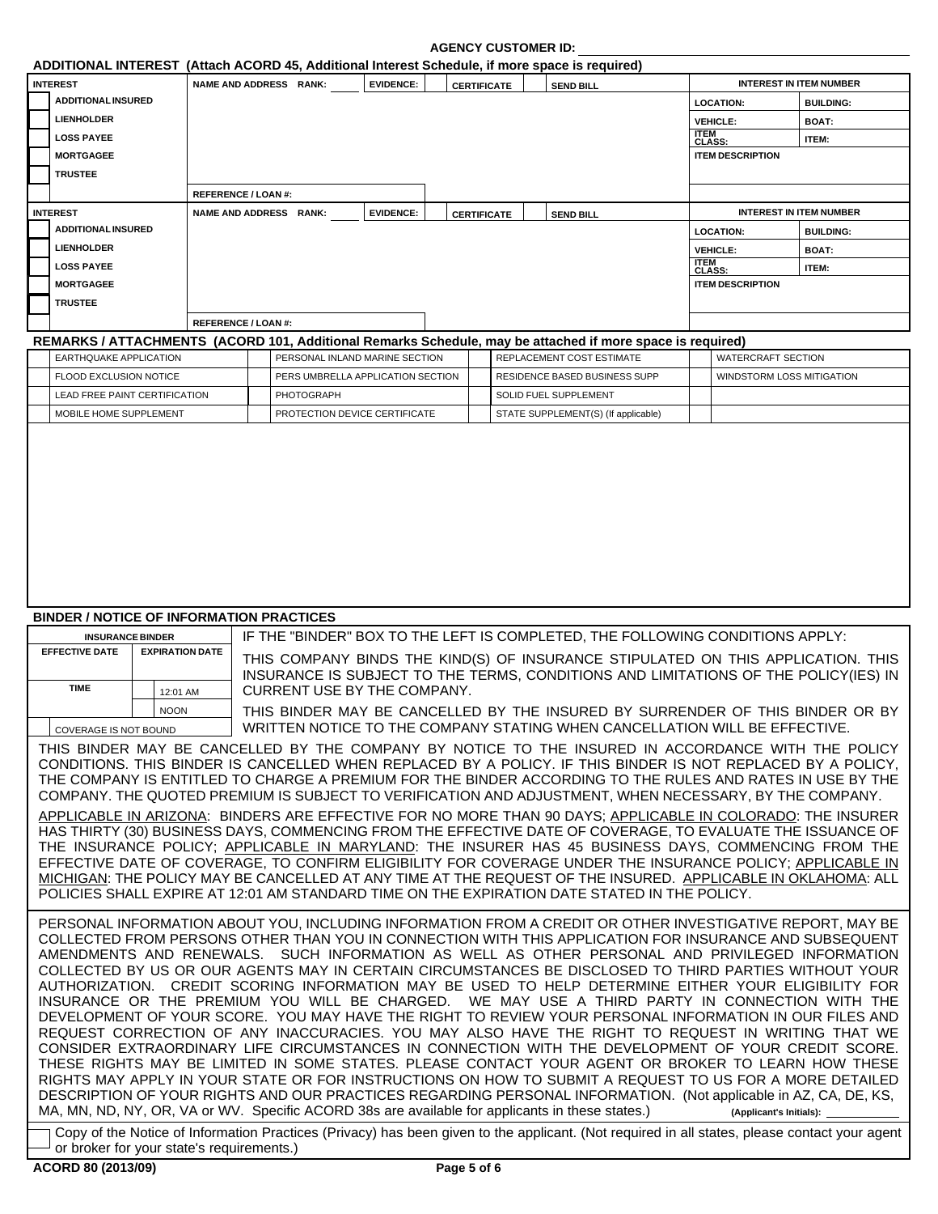AGENCY CUSTOMER ID: ____________________

## ADDITIONAL INTEREST (Attach ACORD 45, Additional Interest Schedule, if more space is required)

| INTEREST | NAME AND ADDRESS RANK: ____ EVIDENCE: ____ CERTIFICATE ____ SEND BILL | INTEREST IN ITEM NUMBER | |
|---|---|---|---|
| ☐ ADDITIONAL INSURED | | LOCATION: | BUILDING: |
| ☐ LIENHOLDER | | VEHICLE: | BOAT: |
| ☐ LOSS PAYEE | | ITEM CLASS: | ITEM: |
| ☐ MORTGAGEE | | ITEM DESCRIPTION | |
| ☐ TRUSTEE | | | |
| | REFERENCE / LOAN #: | | |

| INTEREST | NAME AND ADDRESS RANK: ____ EVIDENCE: ____ CERTIFICATE ____ SEND BILL | INTEREST IN ITEM NUMBER | |
|---|---|---|---|
| ☐ ADDITIONAL INSURED | | LOCATION: | BUILDING: |
| ☐ LIENHOLDER | | VEHICLE: | BOAT: |
| ☐ LOSS PAYEE | | ITEM CLASS: | ITEM: |
| ☐ MORTGAGEE | | ITEM DESCRIPTION | |
| ☐ TRUSTEE | | | |
| | REFERENCE / LOAN #: | | |

## REMARKS / ATTACHMENTS (ACORD 101, Additional Remarks Schedule, may be attached if more space is required)

| | | | | | | | |
|---|---|---|---|---|---|---|---|
| ☐ | EARTHQUAKE APPLICATION | ☐ | PERSONAL INLAND MARINE SECTION | ☐ | REPLACEMENT COST ESTIMATE | ☐ | WATERCRAFT SECTION |
| ☐ | FLOOD EXCLUSION NOTICE | ☐ | PERS UMBRELLA APPLICATION SECTION | ☐ | RESIDENCE BASED BUSINESS SUPP | ☐ | WINDSTORM LOSS MITIGATION |
| ☐ | LEAD FREE PAINT CERTIFICATION | ☐ | PHOTOGRAPH | ☐ | SOLID FUEL SUPPLEMENT | ☐ | |
| ☐ | MOBILE HOME SUPPLEMENT | ☐ | PROTECTION DEVICE CERTIFICATE | ☐ | STATE SUPPLEMENT(S) (If applicable) | ☐ | |

## BINDER / NOTICE OF INFORMATION PRACTICES

| INSURANCE BINDER | |
|---|---|
| EFFECTIVE DATE | EXPIRATION DATE |
| | |
| TIME | ☐ 12:01 AM |
| | ☐ NOON |
| ☐ COVERAGE IS NOT BOUND | |

IF THE "BINDER" BOX TO THE LEFT IS COMPLETED, THE FOLLOWING CONDITIONS APPLY:

THIS COMPANY BINDS THE KIND(S) OF INSURANCE STIPULATED ON THIS APPLICATION. THIS INSURANCE IS SUBJECT TO THE TERMS, CONDITIONS AND LIMITATIONS OF THE POLICY(IES) IN CURRENT USE BY THE COMPANY.

THIS BINDER MAY BE CANCELLED BY THE INSURED BY SURRENDER OF THIS BINDER OR BY WRITTEN NOTICE TO THE COMPANY STATING WHEN CANCELLATION WILL BE EFFECTIVE.

THIS BINDER MAY BE CANCELLED BY THE COMPANY BY NOTICE TO THE INSURED IN ACCORDANCE WITH THE POLICY CONDITIONS. THIS BINDER IS CANCELLED WHEN REPLACED BY A POLICY. IF THIS BINDER IS NOT REPLACED BY A POLICY, THE COMPANY IS ENTITLED TO CHARGE A PREMIUM FOR THE BINDER ACCORDING TO THE RULES AND RATES IN USE BY THE COMPANY. THE QUOTED PREMIUM IS SUBJECT TO VERIFICATION AND ADJUSTMENT, WHEN NECESSARY, BY THE COMPANY.

APPLICABLE IN ARIZONA: BINDERS ARE EFFECTIVE FOR NO MORE THAN 90 DAYS; APPLICABLE IN COLORADO: THE INSURER HAS THIRTY (30) BUSINESS DAYS, COMMENCING FROM THE EFFECTIVE DATE OF COVERAGE, TO EVALUATE THE ISSUANCE OF THE INSURANCE POLICY; APPLICABLE IN MARYLAND: THE INSURER HAS 45 BUSINESS DAYS, COMMENCING FROM THE EFFECTIVE DATE OF COVERAGE, TO CONFIRM ELIGIBILITY FOR COVERAGE UNDER THE INSURANCE POLICY; APPLICABLE IN MICHIGAN: THE POLICY MAY BE CANCELLED AT ANY TIME AT THE REQUEST OF THE INSURED. APPLICABLE IN OKLAHOMA: ALL POLICIES SHALL EXPIRE AT 12:01 AM STANDARD TIME ON THE EXPIRATION DATE STATED IN THE POLICY.

PERSONAL INFORMATION ABOUT YOU, INCLUDING INFORMATION FROM A CREDIT OR OTHER INVESTIGATIVE REPORT, MAY BE COLLECTED FROM PERSONS OTHER THAN YOU IN CONNECTION WITH THIS APPLICATION FOR INSURANCE AND SUBSEQUENT AMENDMENTS AND RENEWALS. SUCH INFORMATION AS WELL AS OTHER PERSONAL AND PRIVILEGED INFORMATION COLLECTED BY US OR OUR AGENTS MAY IN CERTAIN CIRCUMSTANCES BE DISCLOSED TO THIRD PARTIES WITHOUT YOUR AUTHORIZATION. CREDIT SCORING INFORMATION MAY BE USED TO HELP DETERMINE EITHER YOUR ELIGIBILITY FOR INSURANCE OR THE PREMIUM YOU WILL BE CHARGED. WE MAY USE A THIRD PARTY IN CONNECTION WITH THE DEVELOPMENT OF YOUR SCORE. YOU MAY HAVE THE RIGHT TO REVIEW YOUR PERSONAL INFORMATION IN OUR FILES AND REQUEST CORRECTION OF ANY INACCURACIES. YOU MAY ALSO HAVE THE RIGHT TO REQUEST IN WRITING THAT WE CONSIDER EXTRAORDINARY LIFE CIRCUMSTANCES IN CONNECTION WITH THE DEVELOPMENT OF YOUR CREDIT SCORE. THESE RIGHTS MAY BE LIMITED IN SOME STATES. PLEASE CONTACT YOUR AGENT OR BROKER TO LEARN HOW THESE RIGHTS MAY APPLY IN YOUR STATE OR FOR INSTRUCTIONS ON HOW TO SUBMIT A REQUEST TO US FOR A MORE DETAILED DESCRIPTION OF YOUR RIGHTS AND OUR PRACTICES REGARDING PERSONAL INFORMATION. (Not applicable in AZ, CA, DE, KS, MA, MN, ND, NY, OR, VA or WV. Specific ACORD 38s are available for applicants in these states.) **(Applicant's Initials):** ____________

☐ Copy of the Notice of Information Practices (Privacy) has been given to the applicant. (Not required in all states, please contact your agent or broker for your state's requirements.)

ACORD 80 (2013/09)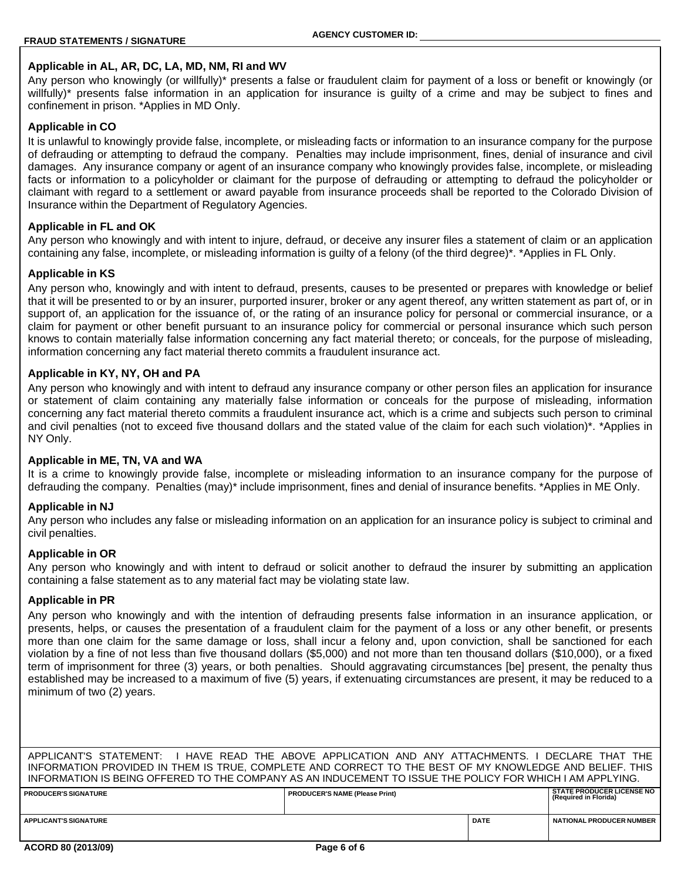**FRAUD STATEMENTS / SIGNATURE**

**AGENCY CUSTOMER ID:**

### Applicable in AL, AR, DC, LA, MD, NM, RI and WV

Any person who knowingly (or willfully)* presents a false or fraudulent claim for payment of a loss or benefit or knowingly (or willfully)* presents false information in an application for insurance is guilty of a crime and may be subject to fines and confinement in prison. *Applies in MD Only.

### Applicable in CO

It is unlawful to knowingly provide false, incomplete, or misleading facts or information to an insurance company for the purpose of defrauding or attempting to defraud the company. Penalties may include imprisonment, fines, denial of insurance and civil damages. Any insurance company or agent of an insurance company who knowingly provides false, incomplete, or misleading facts or information to a policyholder or claimant for the purpose of defrauding or attempting to defraud the policyholder or claimant with regard to a settlement or award payable from insurance proceeds shall be reported to the Colorado Division of Insurance within the Department of Regulatory Agencies.

### Applicable in FL and OK

Any person who knowingly and with intent to injure, defraud, or deceive any insurer files a statement of claim or an application containing any false, incomplete, or misleading information is guilty of a felony (of the third degree)*. *Applies in FL Only.

### Applicable in KS

Any person who, knowingly and with intent to defraud, presents, causes to be presented or prepares with knowledge or belief that it will be presented to or by an insurer, purported insurer, broker or any agent thereof, any written statement as part of, or in support of, an application for the issuance of, or the rating of an insurance policy for personal or commercial insurance, or a claim for payment or other benefit pursuant to an insurance policy for commercial or personal insurance which such person knows to contain materially false information concerning any fact material thereto; or conceals, for the purpose of misleading, information concerning any fact material thereto commits a fraudulent insurance act.

### Applicable in KY, NY, OH and PA

Any person who knowingly and with intent to defraud any insurance company or other person files an application for insurance or statement of claim containing any materially false information or conceals for the purpose of misleading, information concerning any fact material thereto commits a fraudulent insurance act, which is a crime and subjects such person to criminal and civil penalties (not to exceed five thousand dollars and the stated value of the claim for each such violation)*. *Applies in NY Only.

### Applicable in ME, TN, VA and WA

It is a crime to knowingly provide false, incomplete or misleading information to an insurance company for the purpose of defrauding the company. Penalties (may)* include imprisonment, fines and denial of insurance benefits. *Applies in ME Only.

### Applicable in NJ

Any person who includes any false or misleading information on an application for an insurance policy is subject to criminal and civil penalties.

### Applicable in OR

Any person who knowingly and with intent to defraud or solicit another to defraud the insurer by submitting an application containing a false statement as to any material fact may be violating state law.

### Applicable in PR

Any person who knowingly and with the intention of defrauding presents false information in an insurance application, or presents, helps, or causes the presentation of a fraudulent claim for the payment of a loss or any other benefit, or presents more than one claim for the same damage or loss, shall incur a felony and, upon conviction, shall be sanctioned for each violation by a fine of not less than five thousand dollars ($5,000) and not more than ten thousand dollars ($10,000), or a fixed term of imprisonment for three (3) years, or both penalties. Should aggravating circumstances [be] present, the penalty thus established may be increased to a maximum of five (5) years, if extenuating circumstances are present, it may be reduced to a minimum of two (2) years.

APPLICANT'S STATEMENT: I HAVE READ THE ABOVE APPLICATION AND ANY ATTACHMENTS. I DECLARE THAT THE INFORMATION PROVIDED IN THEM IS TRUE, COMPLETE AND CORRECT TO THE BEST OF MY KNOWLEDGE AND BELIEF. THIS INFORMATION IS BEING OFFERED TO THE COMPANY AS AN INDUCEMENT TO ISSUE THE POLICY FOR WHICH I AM APPLYING.

| PRODUCER'S SIGNATURE | PRODUCER'S NAME (Please Print) | | STATE PRODUCER LICENSE NO (Required in Florida) |
|---|---|---|---|
| | | | |
| APPLICANT'S SIGNATURE | | DATE | NATIONAL PRODUCER NUMBER |
| | | | |

ACORD 80 (2013/09)